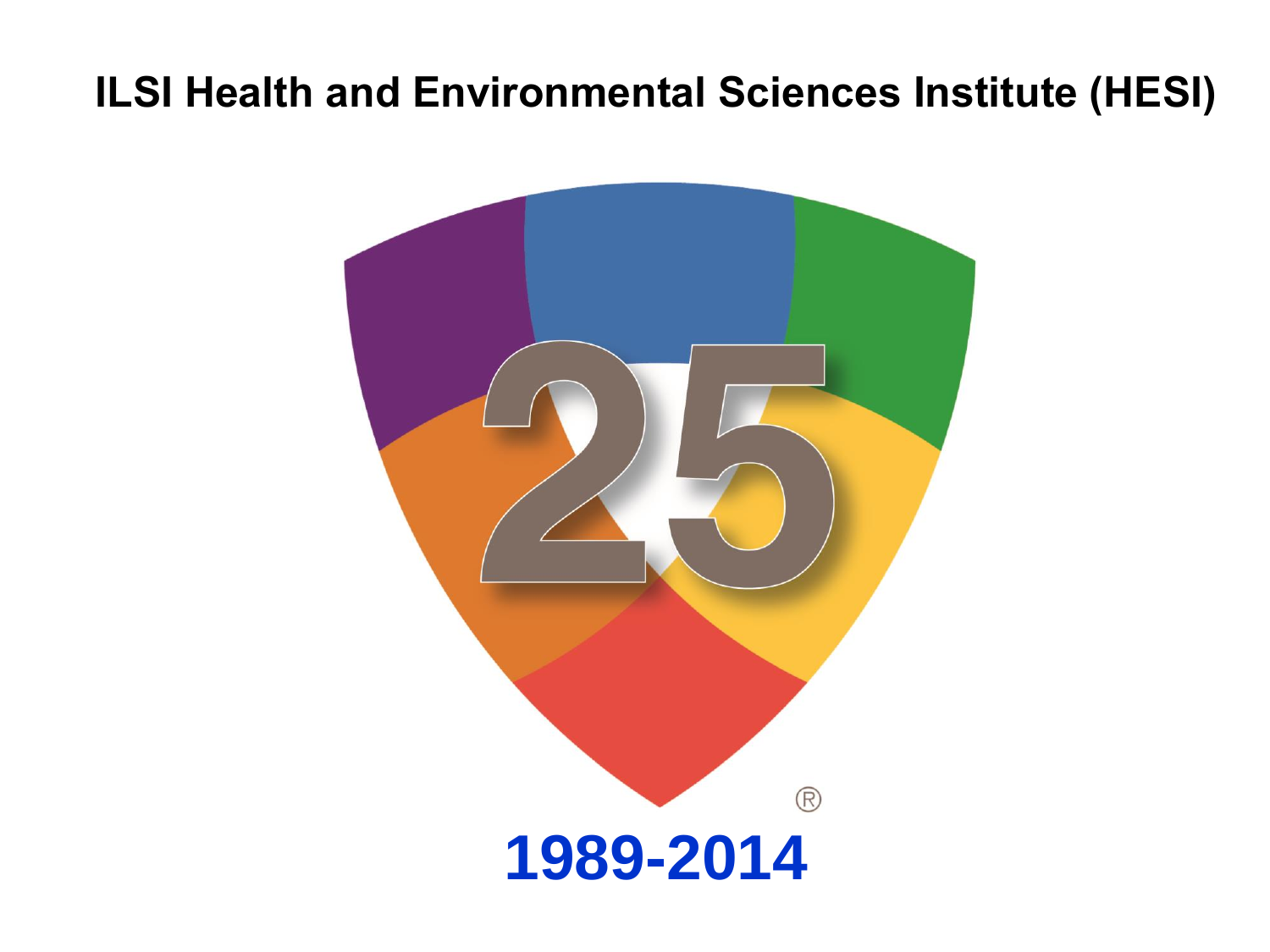# ILSI Health and Environmental Sciences Institute (HESI)

25

®

**1989-2014**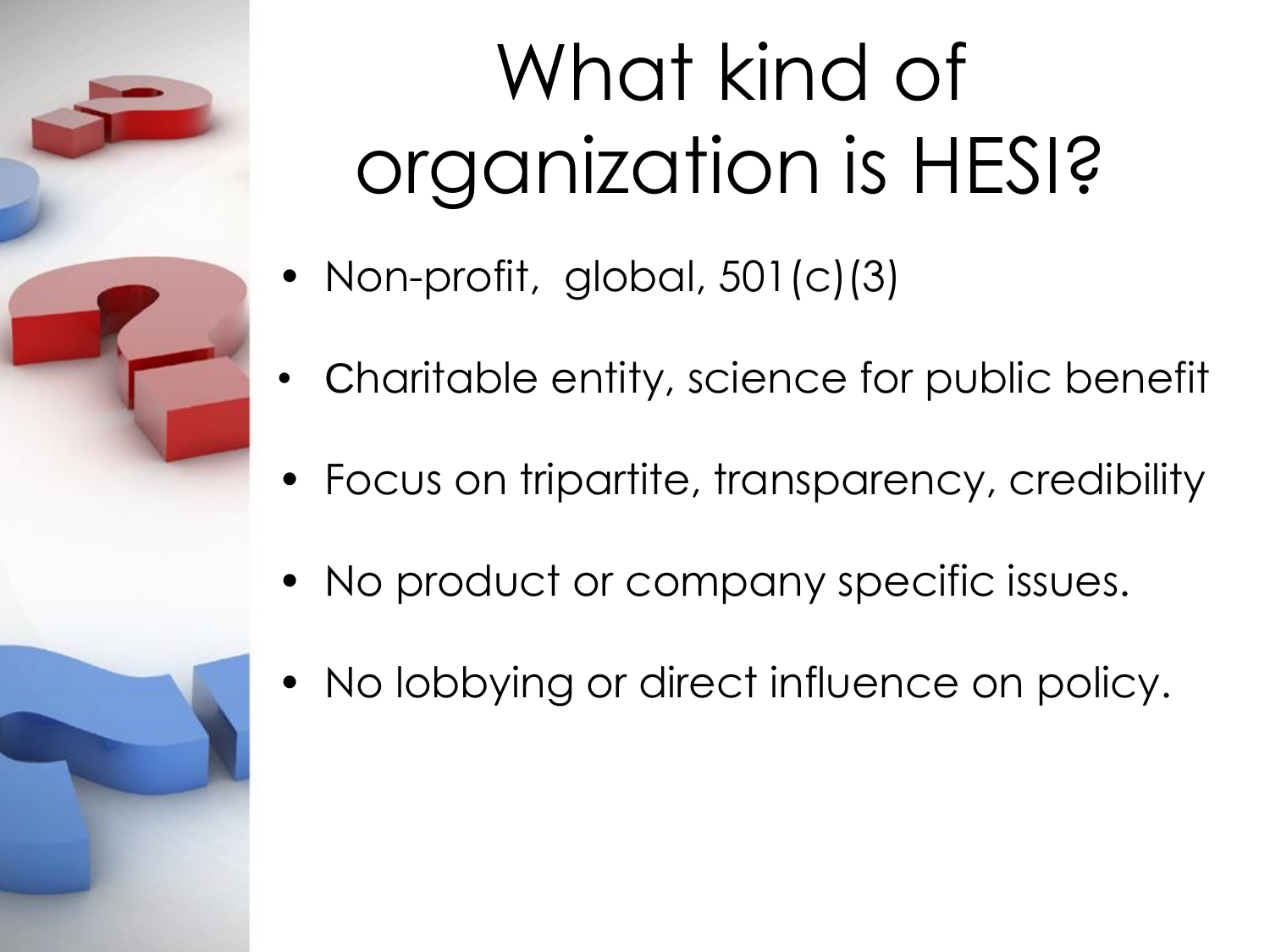# What kind of organization is HESI?

- Non-profit, global, 501(c)(3)
- Charitable entity, science for public benefit
- Focus on tripartite, transparency, credibility
- No product or company specific issues.
- No lobbying or direct influence on policy.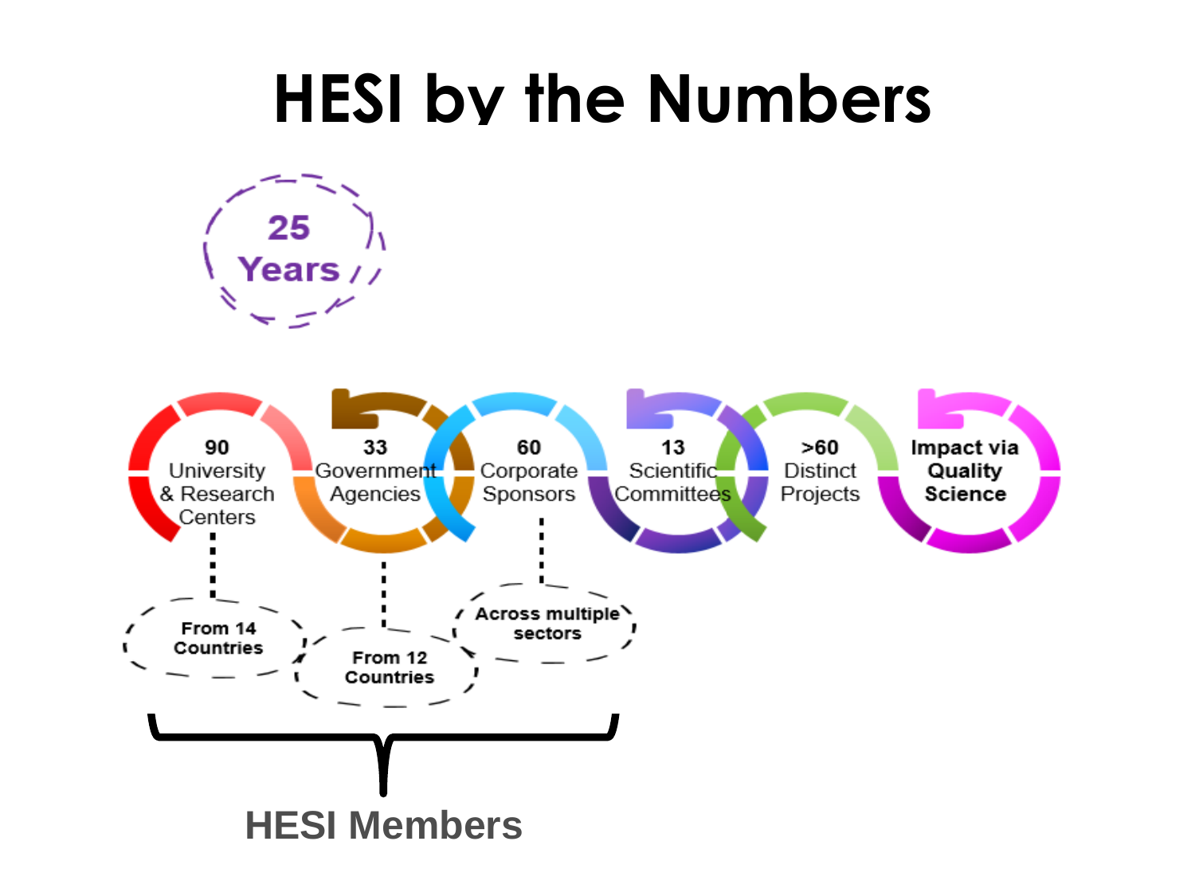# HESI by the Numbers

25 Years

- 90 University & Research Centers — From 14 Countries
- 33 Government Agencies — From 12 Countries
- 60 Corporate Sponsors — Across multiple sectors
- 13 Scientific Committees
- >60 Distinct Projects
- Impact via Quality Science

HESI Members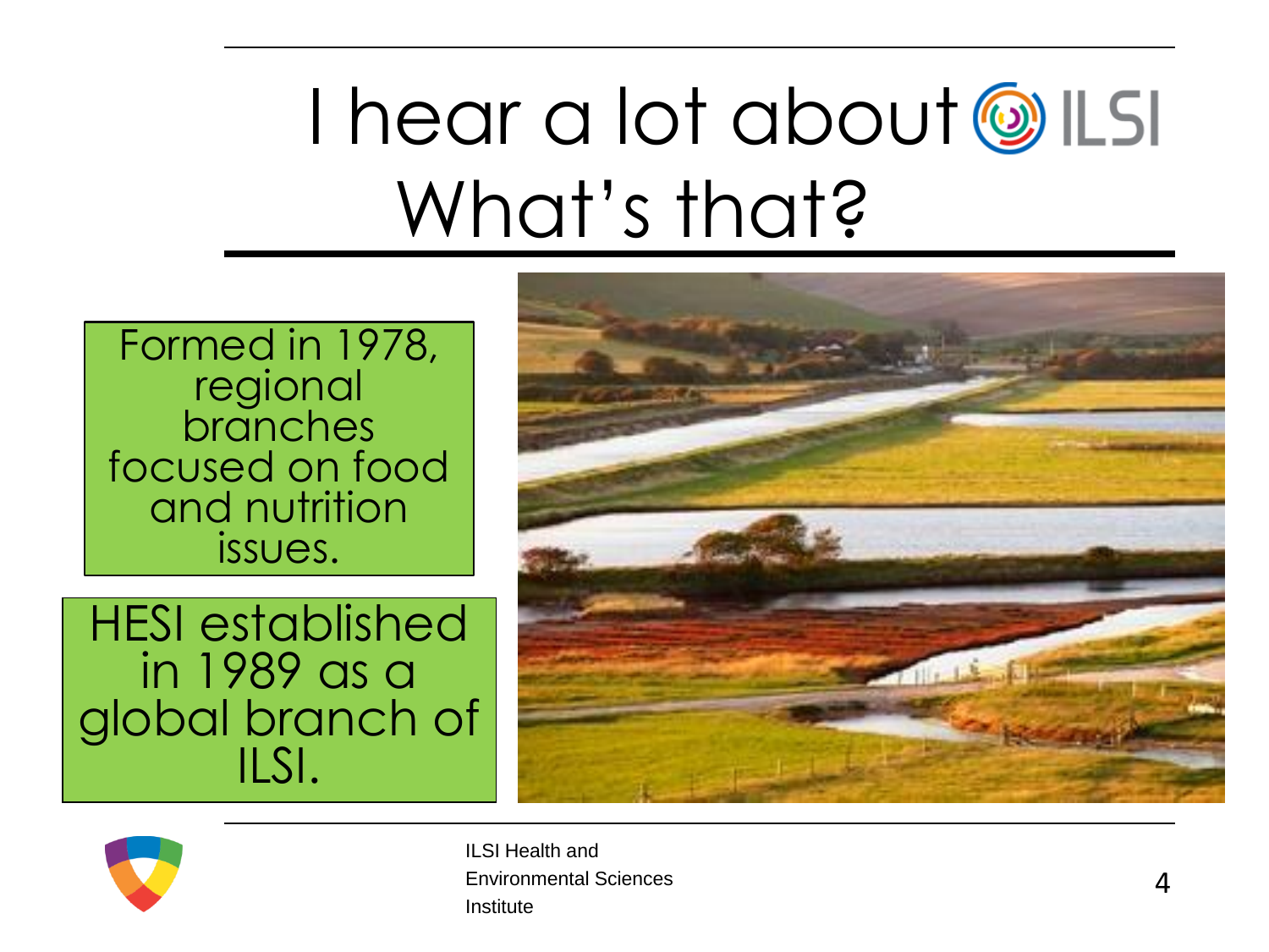# I hear a lot about ILSI
# What's that?

Formed in 1978, regional branches focused on food and nutrition issues.

HESI established in 1989 as a global branch of ILSI.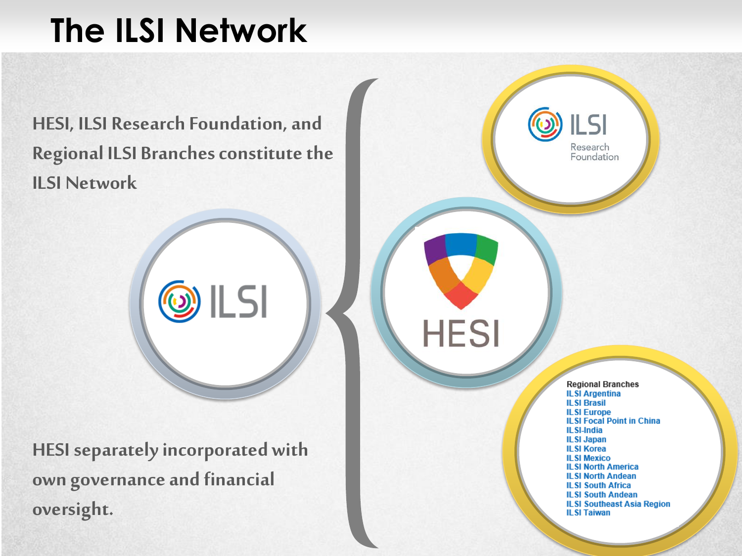# The ILSI Network

HESI, ILSI Research Foundation, and Regional ILSI Branches constitute the ILSI Network

ILSI

ILSI Research Foundation

HESI

Regional Branches

- ILSI Argentina
- ILSI Brasil
- ILSI Europe
- ILSI Focal Point in China
- ILSI-India
- ILSI Japan
- ILSI Korea
- ILSI Mexico
- ILSI North America
- ILSI North Andean
- ILSI South Africa
- ILSI South Andean
- ILSI Southeast Asia Region
- ILSI Taiwan

HESI separately incorporated with own governance and financial oversight.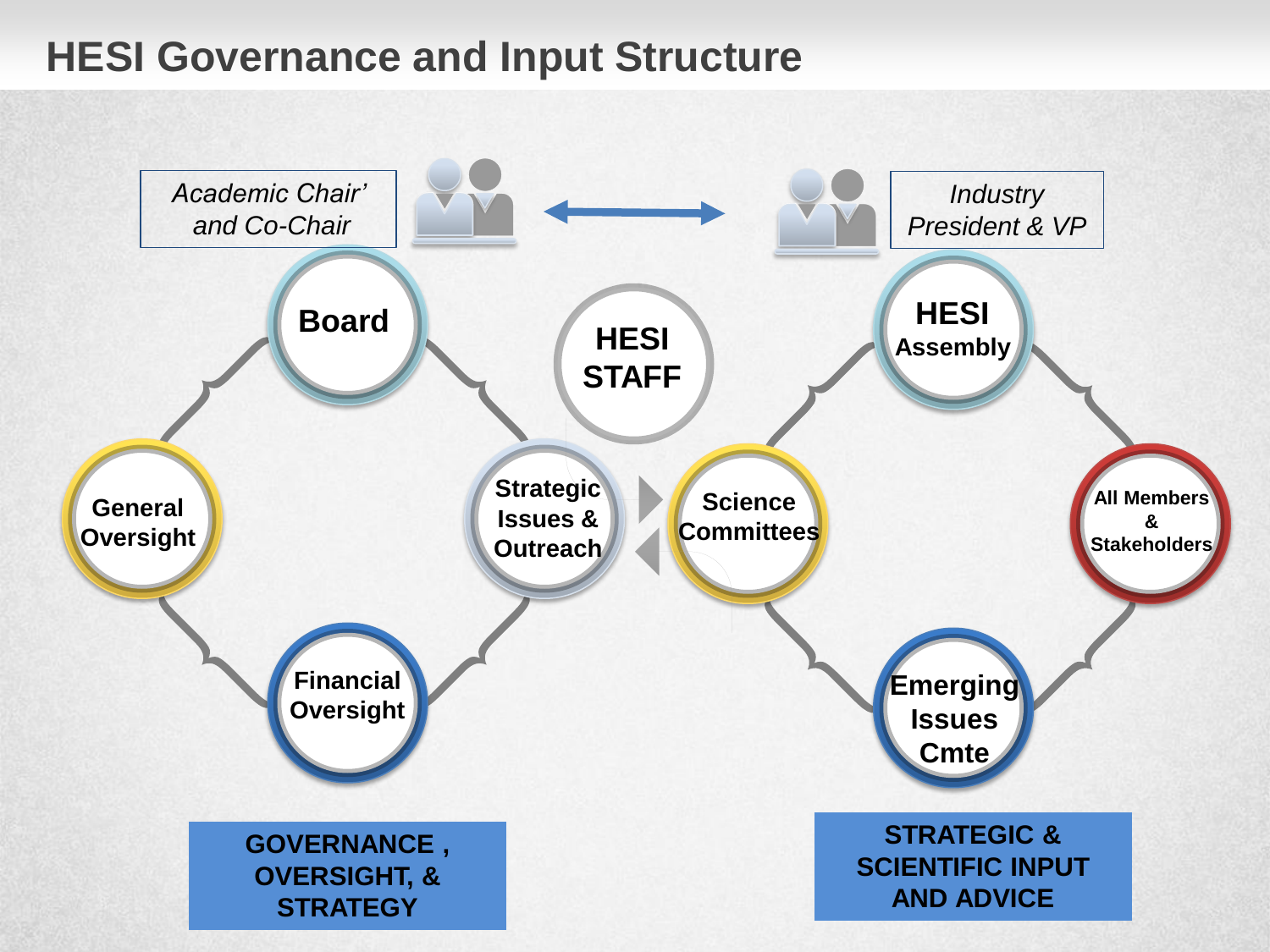# HESI Governance and Input Structure

*Academic Chair' and Co-Chair*

*Industry President & VP*

**Board**

**HESI STAFF**

**HESI Assembly**

**General Oversight**

**Strategic Issues & Outreach**

**Science Committees**

**All Members & Stakeholders**

**Financial Oversight**

**Emerging Issues Cmte**

**GOVERNANCE , OVERSIGHT, & STRATEGY**

**STRATEGIC & SCIENTIFIC INPUT AND ADVICE**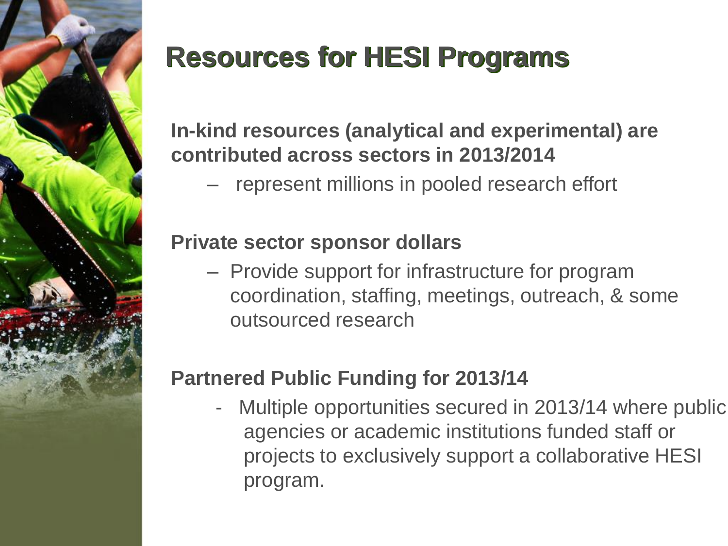# Resources for HESI Programs

**In-kind resources (analytical and experimental) are contributed across sectors in 2013/2014**

- represent millions in pooled research effort

**Private sector sponsor dollars**

- Provide support for infrastructure for program coordination, staffing, meetings, outreach, & some outsourced research

**Partnered Public Funding for 2013/14**

- Multiple opportunities secured in 2013/14 where public agencies or academic institutions funded staff or projects to exclusively support a collaborative HESI program.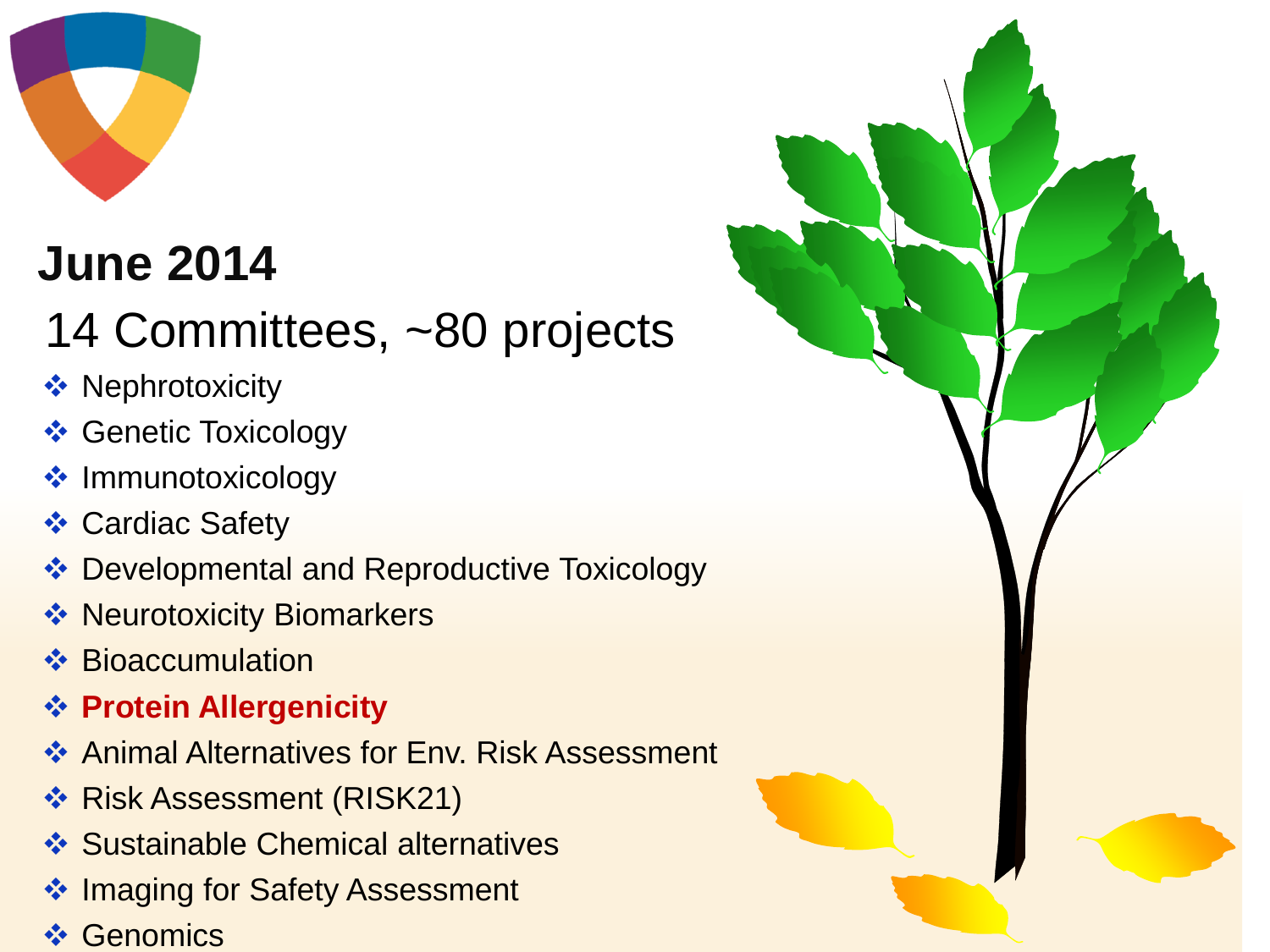# June 2014

## 14 Committees, ~80 projects

- Nephrotoxicity
- Genetic Toxicology
- Immunotoxicology
- Cardiac Safety
- Developmental and Reproductive Toxicology
- Neurotoxicity Biomarkers
- Bioaccumulation
- **Protein Allergenicity**
- Animal Alternatives for Env. Risk Assessment
- Risk Assessment (RISK21)
- Sustainable Chemical alternatives
- Imaging for Safety Assessment
- Genomics